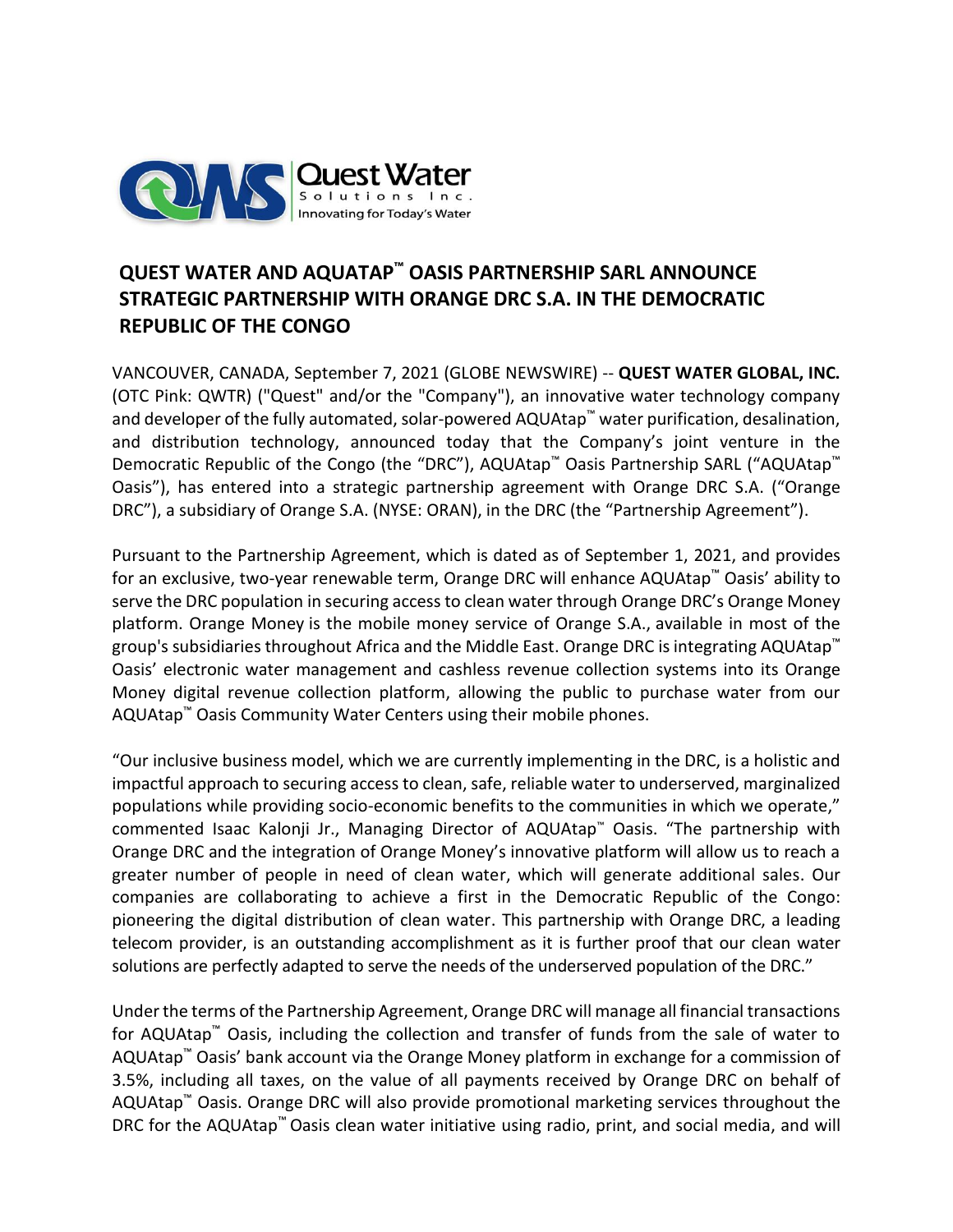Quest Water Solutions Inc.
Innovating for Today's Water

# QUEST WATER AND AQUATAP™ OASIS PARTNERSHIP SARL ANNOUNCE STRATEGIC PARTNERSHIP WITH ORANGE DRC S.A. IN THE DEMOCRATIC REPUBLIC OF THE CONGO

VANCOUVER, CANADA, September 7, 2021 (GLOBE NEWSWIRE) -- **QUEST WATER GLOBAL, INC.** (OTC Pink: QWTR) ("Quest" and/or the "Company"), an innovative water technology company and developer of the fully automated, solar-powered AQUAtap™ water purification, desalination, and distribution technology, announced today that the Company's joint venture in the Democratic Republic of the Congo (the "DRC"), AQUAtap™ Oasis Partnership SARL ("AQUAtap™ Oasis"), has entered into a strategic partnership agreement with Orange DRC S.A. ("Orange DRC"), a subsidiary of Orange S.A. (NYSE: ORAN), in the DRC (the "Partnership Agreement").

Pursuant to the Partnership Agreement, which is dated as of September 1, 2021, and provides for an exclusive, two-year renewable term, Orange DRC will enhance AQUAtap™ Oasis' ability to serve the DRC population in securing access to clean water through Orange DRC's Orange Money platform. Orange Money is the mobile money service of Orange S.A., available in most of the group's subsidiaries throughout Africa and the Middle East. Orange DRC is integrating AQUAtap™ Oasis' electronic water management and cashless revenue collection systems into its Orange Money digital revenue collection platform, allowing the public to purchase water from our AQUAtap™ Oasis Community Water Centers using their mobile phones.

"Our inclusive business model, which we are currently implementing in the DRC, is a holistic and impactful approach to securing access to clean, safe, reliable water to underserved, marginalized populations while providing socio-economic benefits to the communities in which we operate," commented Isaac Kalonji Jr., Managing Director of AQUAtap™ Oasis. "The partnership with Orange DRC and the integration of Orange Money's innovative platform will allow us to reach a greater number of people in need of clean water, which will generate additional sales. Our companies are collaborating to achieve a first in the Democratic Republic of the Congo: pioneering the digital distribution of clean water. This partnership with Orange DRC, a leading telecom provider, is an outstanding accomplishment as it is further proof that our clean water solutions are perfectly adapted to serve the needs of the underserved population of the DRC."

Under the terms of the Partnership Agreement, Orange DRC will manage all financial transactions for AQUAtap™ Oasis, including the collection and transfer of funds from the sale of water to AQUAtap™ Oasis' bank account via the Orange Money platform in exchange for a commission of 3.5%, including all taxes, on the value of all payments received by Orange DRC on behalf of AQUAtap™ Oasis. Orange DRC will also provide promotional marketing services throughout the DRC for the AQUAtap™ Oasis clean water initiative using radio, print, and social media, and will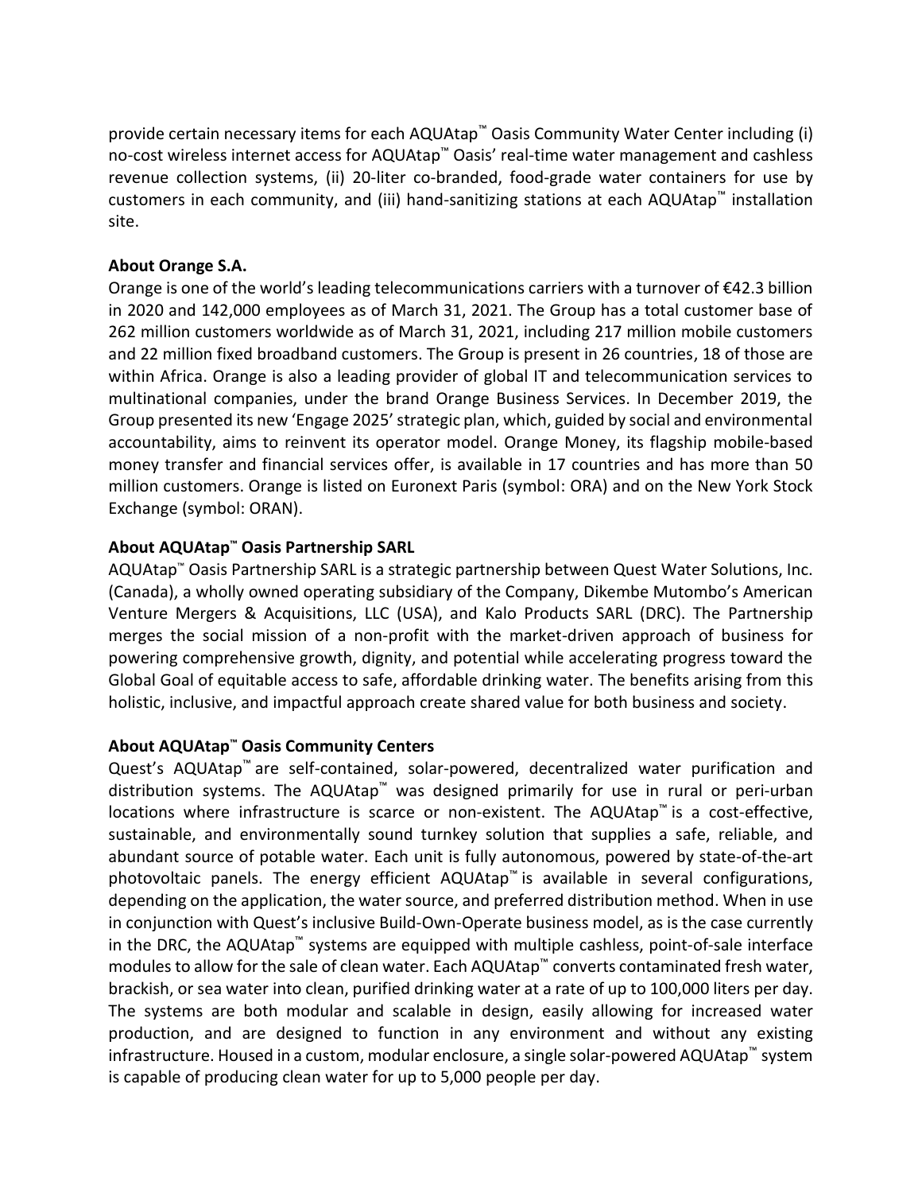provide certain necessary items for each AQUAtap™ Oasis Community Water Center including (i) no-cost wireless internet access for AQUAtap™ Oasis' real-time water management and cashless revenue collection systems, (ii) 20-liter co-branded, food-grade water containers for use by customers in each community, and (iii) hand-sanitizing stations at each AQUAtap™ installation site.

**About Orange S.A.**

Orange is one of the world's leading telecommunications carriers with a turnover of €42.3 billion in 2020 and 142,000 employees as of March 31, 2021. The Group has a total customer base of 262 million customers worldwide as of March 31, 2021, including 217 million mobile customers and 22 million fixed broadband customers. The Group is present in 26 countries, 18 of those are within Africa. Orange is also a leading provider of global IT and telecommunication services to multinational companies, under the brand Orange Business Services. In December 2019, the Group presented its new 'Engage 2025' strategic plan, which, guided by social and environmental accountability, aims to reinvent its operator model. Orange Money, its flagship mobile-based money transfer and financial services offer, is available in 17 countries and has more than 50 million customers. Orange is listed on Euronext Paris (symbol: ORA) and on the New York Stock Exchange (symbol: ORAN).

**About AQUAtap™ Oasis Partnership SARL**

AQUAtap™ Oasis Partnership SARL is a strategic partnership between Quest Water Solutions, Inc. (Canada), a wholly owned operating subsidiary of the Company, Dikembe Mutombo's American Venture Mergers & Acquisitions, LLC (USA), and Kalo Products SARL (DRC). The Partnership merges the social mission of a non-profit with the market-driven approach of business for powering comprehensive growth, dignity, and potential while accelerating progress toward the Global Goal of equitable access to safe, affordable drinking water. The benefits arising from this holistic, inclusive, and impactful approach create shared value for both business and society.

**About AQUAtap™ Oasis Community Centers**

Quest's AQUAtap™ are self-contained, solar-powered, decentralized water purification and distribution systems. The AQUAtap™ was designed primarily for use in rural or peri-urban locations where infrastructure is scarce or non-existent. The AQUAtap™ is a cost-effective, sustainable, and environmentally sound turnkey solution that supplies a safe, reliable, and abundant source of potable water. Each unit is fully autonomous, powered by state-of-the-art photovoltaic panels. The energy efficient AQUAtap™ is available in several configurations, depending on the application, the water source, and preferred distribution method. When in use in conjunction with Quest's inclusive Build-Own-Operate business model, as is the case currently in the DRC, the AQUAtap™ systems are equipped with multiple cashless, point-of-sale interface modules to allow for the sale of clean water. Each AQUAtap™ converts contaminated fresh water, brackish, or sea water into clean, purified drinking water at a rate of up to 100,000 liters per day. The systems are both modular and scalable in design, easily allowing for increased water production, and are designed to function in any environment and without any existing infrastructure. Housed in a custom, modular enclosure, a single solar-powered AQUAtap™ system is capable of producing clean water for up to 5,000 people per day.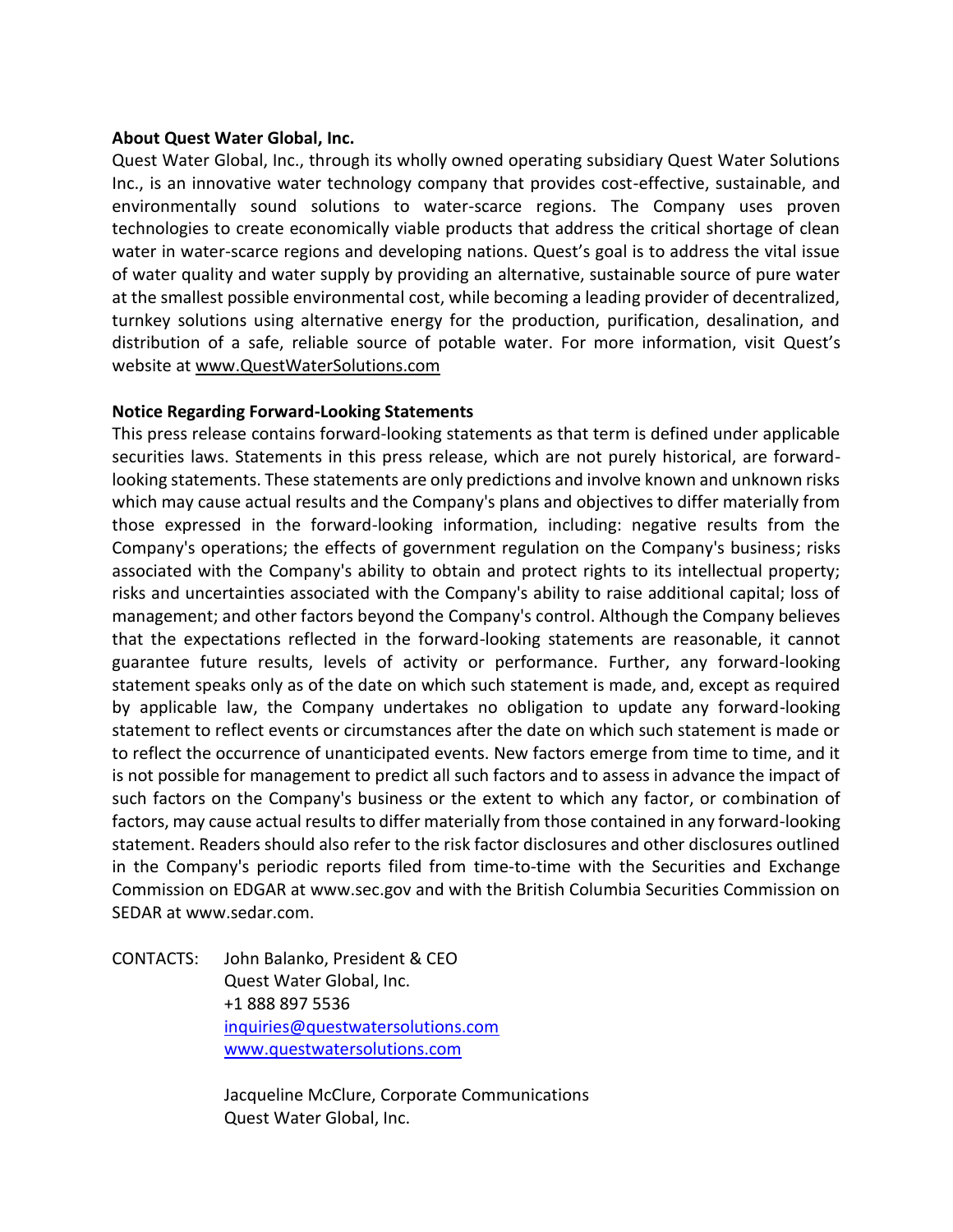**About Quest Water Global, Inc.**

Quest Water Global, Inc., through its wholly owned operating subsidiary Quest Water Solutions Inc., is an innovative water technology company that provides cost-effective, sustainable, and environmentally sound solutions to water-scarce regions. The Company uses proven technologies to create economically viable products that address the critical shortage of clean water in water-scarce regions and developing nations. Quest's goal is to address the vital issue of water quality and water supply by providing an alternative, sustainable source of pure water at the smallest possible environmental cost, while becoming a leading provider of decentralized, turnkey solutions using alternative energy for the production, purification, desalination, and distribution of a safe, reliable source of potable water. For more information, visit Quest's website at www.QuestWaterSolutions.com

**Notice Regarding Forward-Looking Statements**

This press release contains forward-looking statements as that term is defined under applicable securities laws. Statements in this press release, which are not purely historical, are forward-looking statements. These statements are only predictions and involve known and unknown risks which may cause actual results and the Company's plans and objectives to differ materially from those expressed in the forward-looking information, including: negative results from the Company's operations; the effects of government regulation on the Company's business; risks associated with the Company's ability to obtain and protect rights to its intellectual property; risks and uncertainties associated with the Company's ability to raise additional capital; loss of management; and other factors beyond the Company's control. Although the Company believes that the expectations reflected in the forward-looking statements are reasonable, it cannot guarantee future results, levels of activity or performance. Further, any forward-looking statement speaks only as of the date on which such statement is made, and, except as required by applicable law, the Company undertakes no obligation to update any forward-looking statement to reflect events or circumstances after the date on which such statement is made or to reflect the occurrence of unanticipated events. New factors emerge from time to time, and it is not possible for management to predict all such factors and to assess in advance the impact of such factors on the Company's business or the extent to which any factor, or combination of factors, may cause actual results to differ materially from those contained in any forward-looking statement. Readers should also refer to the risk factor disclosures and other disclosures outlined in the Company's periodic reports filed from time-to-time with the Securities and Exchange Commission on EDGAR at www.sec.gov and with the British Columbia Securities Commission on SEDAR at www.sedar.com.

CONTACTS:

John Balanko, President & CEO
Quest Water Global, Inc.
+1 888 897 5536
inquiries@questwatersolutions.com
www.questwatersolutions.com

Jacqueline McClure, Corporate Communications
Quest Water Global, Inc.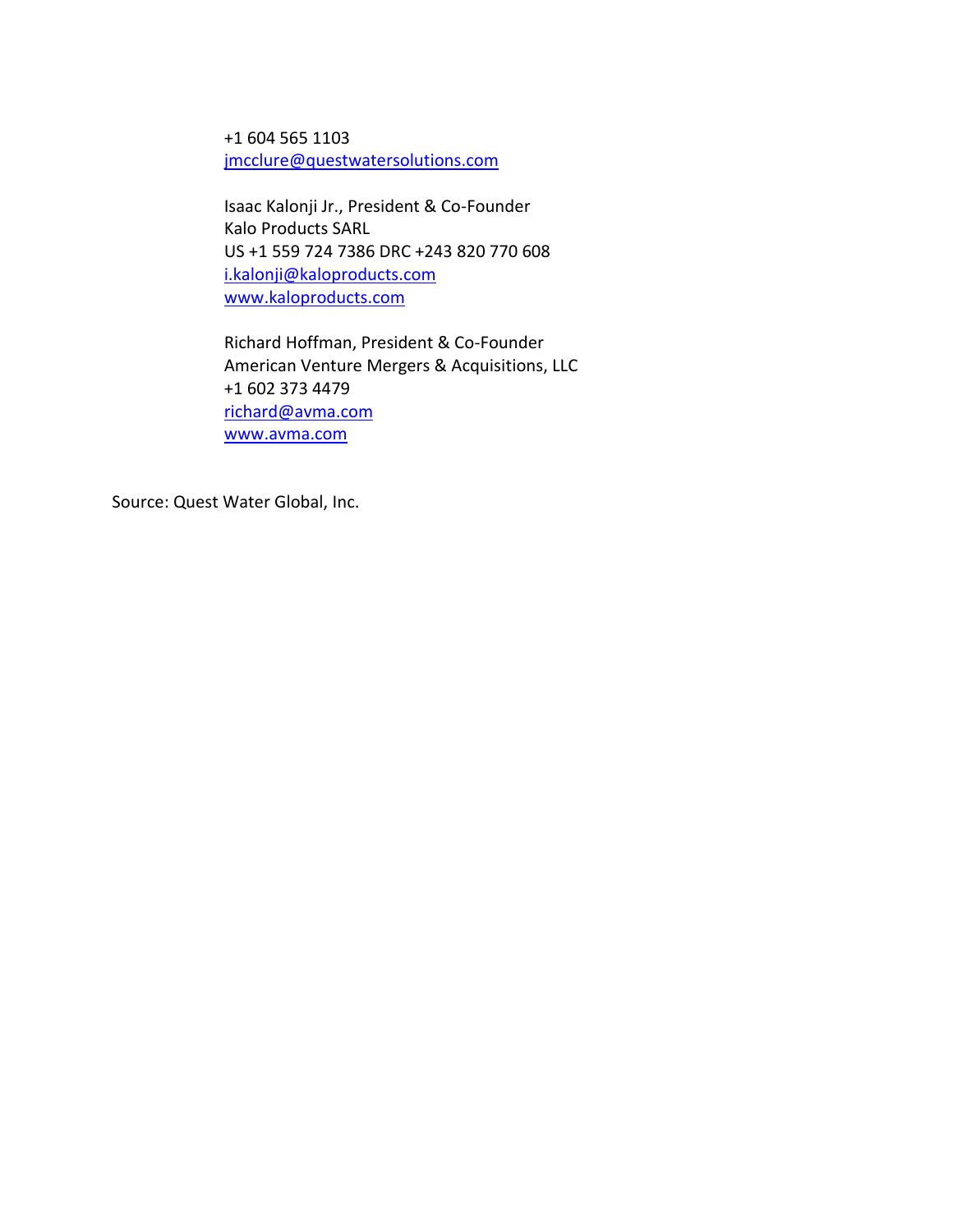+1 604 565 1103
jmcclure@questwatersolutions.com

Isaac Kalonji Jr., President & Co-Founder
Kalo Products SARL
US +1 559 724 7386 DRC +243 820 770 608
i.kalonji@kaloproducts.com
www.kaloproducts.com

Richard Hoffman, President & Co-Founder
American Venture Mergers & Acquisitions, LLC
+1 602 373 4479
richard@avma.com
www.avma.com

Source: Quest Water Global, Inc.